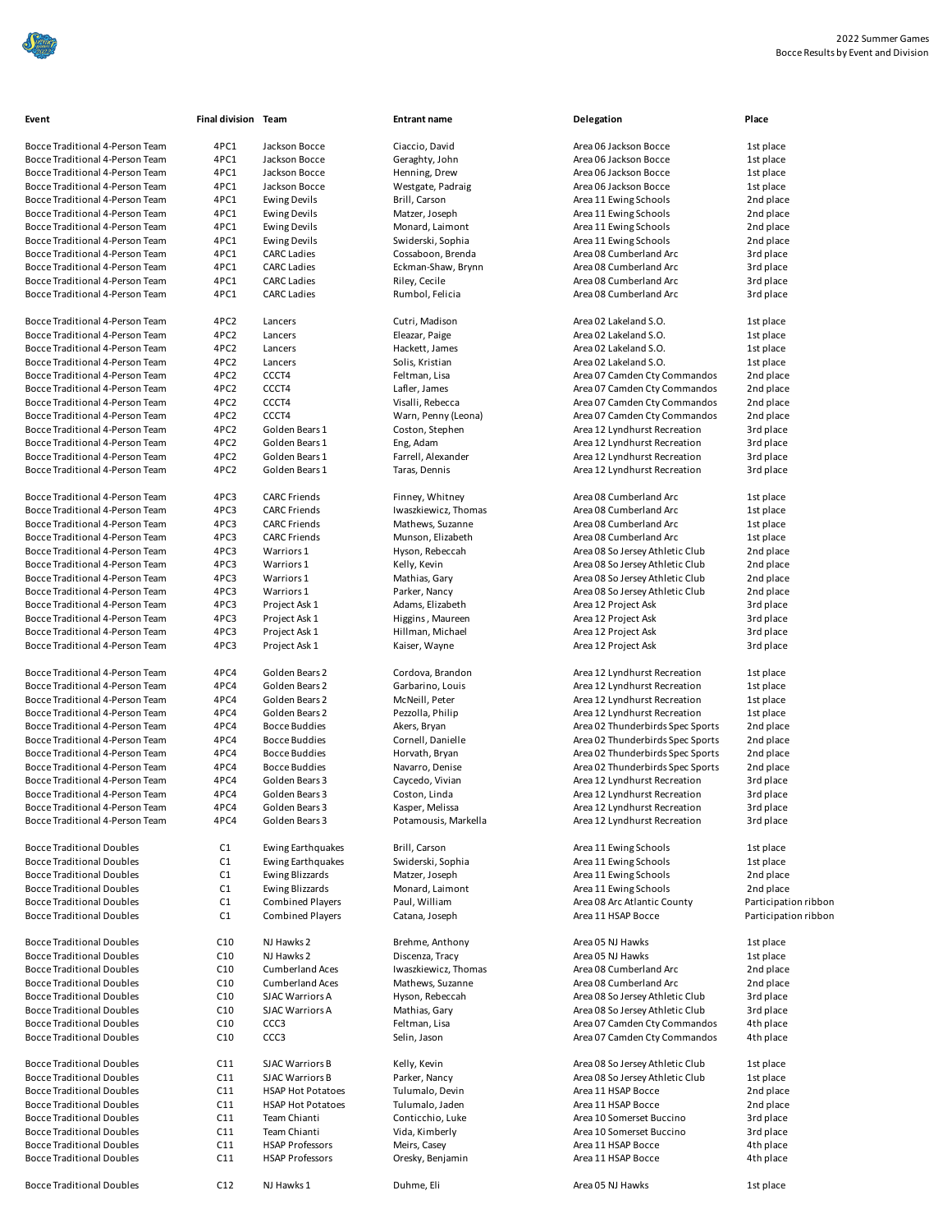2022 Summer Games
Bocce Results by Event and Division

| Event | Final division | Team | Entrant name | Delegation | Place |
|---|---|---|---|---|---|
| Bocce Traditional 4-Person Team | 4PC1 | Jackson Bocce | Ciaccio, David | Area 06 Jackson Bocce | 1st place |
| Bocce Traditional 4-Person Team | 4PC1 | Jackson Bocce | Geraghty, John | Area 06 Jackson Bocce | 1st place |
| Bocce Traditional 4-Person Team | 4PC1 | Jackson Bocce | Henning, Drew | Area 06 Jackson Bocce | 1st place |
| Bocce Traditional 4-Person Team | 4PC1 | Jackson Bocce | Westgate, Padraig | Area 06 Jackson Bocce | 1st place |
| Bocce Traditional 4-Person Team | 4PC1 | Ewing Devils | Brill, Carson | Area 11 Ewing Schools | 2nd place |
| Bocce Traditional 4-Person Team | 4PC1 | Ewing Devils | Matzer, Joseph | Area 11 Ewing Schools | 2nd place |
| Bocce Traditional 4-Person Team | 4PC1 | Ewing Devils | Monard, Laimont | Area 11 Ewing Schools | 2nd place |
| Bocce Traditional 4-Person Team | 4PC1 | Ewing Devils | Swiderski, Sophia | Area 11 Ewing Schools | 2nd place |
| Bocce Traditional 4-Person Team | 4PC1 | CARC Ladies | Cossaboon, Brenda | Area 08 Cumberland Arc | 3rd place |
| Bocce Traditional 4-Person Team | 4PC1 | CARC Ladies | Eckman-Shaw, Brynn | Area 08 Cumberland Arc | 3rd place |
| Bocce Traditional 4-Person Team | 4PC1 | CARC Ladies | Riley, Cecile | Area 08 Cumberland Arc | 3rd place |
| Bocce Traditional 4-Person Team | 4PC1 | CARC Ladies | Rumbol, Felicia | Area 08 Cumberland Arc | 3rd place |
| Bocce Traditional 4-Person Team | 4PC2 | Lancers | Cutri, Madison | Area 02 Lakeland S.O. | 1st place |
| Bocce Traditional 4-Person Team | 4PC2 | Lancers | Eleazar, Paige | Area 02 Lakeland S.O. | 1st place |
| Bocce Traditional 4-Person Team | 4PC2 | Lancers | Hackett, James | Area 02 Lakeland S.O. | 1st place |
| Bocce Traditional 4-Person Team | 4PC2 | Lancers | Solis, Kristian | Area 02 Lakeland S.O. | 1st place |
| Bocce Traditional 4-Person Team | 4PC2 | CCCT4 | Feltman, Lisa | Area 07 Camden Cty Commandos | 2nd place |
| Bocce Traditional 4-Person Team | 4PC2 | CCCT4 | Lafler, James | Area 07 Camden Cty Commandos | 2nd place |
| Bocce Traditional 4-Person Team | 4PC2 | CCCT4 | Visalli, Rebecca | Area 07 Camden Cty Commandos | 2nd place |
| Bocce Traditional 4-Person Team | 4PC2 | CCCT4 | Warn, Penny (Leona) | Area 07 Camden Cty Commandos | 2nd place |
| Bocce Traditional 4-Person Team | 4PC2 | Golden Bears 1 | Coston, Stephen | Area 12 Lyndhurst Recreation | 3rd place |
| Bocce Traditional 4-Person Team | 4PC2 | Golden Bears 1 | Eng, Adam | Area 12 Lyndhurst Recreation | 3rd place |
| Bocce Traditional 4-Person Team | 4PC2 | Golden Bears 1 | Farrell, Alexander | Area 12 Lyndhurst Recreation | 3rd place |
| Bocce Traditional 4-Person Team | 4PC2 | Golden Bears 1 | Taras, Dennis | Area 12 Lyndhurst Recreation | 3rd place |
| Bocce Traditional 4-Person Team | 4PC3 | CARC Friends | Finney, Whitney | Area 08 Cumberland Arc | 1st place |
| Bocce Traditional 4-Person Team | 4PC3 | CARC Friends | Iwaszkiewicz, Thomas | Area 08 Cumberland Arc | 1st place |
| Bocce Traditional 4-Person Team | 4PC3 | CARC Friends | Mathews, Suzanne | Area 08 Cumberland Arc | 1st place |
| Bocce Traditional 4-Person Team | 4PC3 | CARC Friends | Munson, Elizabeth | Area 08 Cumberland Arc | 1st place |
| Bocce Traditional 4-Person Team | 4PC3 | Warriors 1 | Hyson, Rebeccah | Area 08 So Jersey Athletic Club | 2nd place |
| Bocce Traditional 4-Person Team | 4PC3 | Warriors 1 | Kelly, Kevin | Area 08 So Jersey Athletic Club | 2nd place |
| Bocce Traditional 4-Person Team | 4PC3 | Warriors 1 | Mathias, Gary | Area 08 So Jersey Athletic Club | 2nd place |
| Bocce Traditional 4-Person Team | 4PC3 | Warriors 1 | Parker, Nancy | Area 08 So Jersey Athletic Club | 2nd place |
| Bocce Traditional 4-Person Team | 4PC3 | Project Ask 1 | Adams, Elizabeth | Area 12 Project Ask | 3rd place |
| Bocce Traditional 4-Person Team | 4PC3 | Project Ask 1 | Higgins , Maureen | Area 12 Project Ask | 3rd place |
| Bocce Traditional 4-Person Team | 4PC3 | Project Ask 1 | Hillman, Michael | Area 12 Project Ask | 3rd place |
| Bocce Traditional 4-Person Team | 4PC3 | Project Ask 1 | Kaiser, Wayne | Area 12 Project Ask | 3rd place |
| Bocce Traditional 4-Person Team | 4PC4 | Golden Bears 2 | Cordova, Brandon | Area 12 Lyndhurst Recreation | 1st place |
| Bocce Traditional 4-Person Team | 4PC4 | Golden Bears 2 | Garbarino, Louis | Area 12 Lyndhurst Recreation | 1st place |
| Bocce Traditional 4-Person Team | 4PC4 | Golden Bears 2 | McNeill, Peter | Area 12 Lyndhurst Recreation | 1st place |
| Bocce Traditional 4-Person Team | 4PC4 | Golden Bears 2 | Pezzolla, Philip | Area 12 Lyndhurst Recreation | 1st place |
| Bocce Traditional 4-Person Team | 4PC4 | Bocce Buddies | Akers, Bryan | Area 02 Thunderbirds Spec Sports | 2nd place |
| Bocce Traditional 4-Person Team | 4PC4 | Bocce Buddies | Cornell, Danielle | Area 02 Thunderbirds Spec Sports | 2nd place |
| Bocce Traditional 4-Person Team | 4PC4 | Bocce Buddies | Horvath, Bryan | Area 02 Thunderbirds Spec Sports | 2nd place |
| Bocce Traditional 4-Person Team | 4PC4 | Bocce Buddies | Navarro, Denise | Area 02 Thunderbirds Spec Sports | 2nd place |
| Bocce Traditional 4-Person Team | 4PC4 | Golden Bears 3 | Caycedo, Vivian | Area 12 Lyndhurst Recreation | 3rd place |
| Bocce Traditional 4-Person Team | 4PC4 | Golden Bears 3 | Coston, Linda | Area 12 Lyndhurst Recreation | 3rd place |
| Bocce Traditional 4-Person Team | 4PC4 | Golden Bears 3 | Kasper, Melissa | Area 12 Lyndhurst Recreation | 3rd place |
| Bocce Traditional 4-Person Team | 4PC4 | Golden Bears 3 | Potamousis, Markella | Area 12 Lyndhurst Recreation | 3rd place |
| Bocce Traditional Doubles | C1 | Ewing Earthquakes | Brill, Carson | Area 11 Ewing Schools | 1st place |
| Bocce Traditional Doubles | C1 | Ewing Earthquakes | Swiderski, Sophia | Area 11 Ewing Schools | 1st place |
| Bocce Traditional Doubles | C1 | Ewing Blizzards | Matzer, Joseph | Area 11 Ewing Schools | 2nd place |
| Bocce Traditional Doubles | C1 | Ewing Blizzards | Monard, Laimont | Area 11 Ewing Schools | 2nd place |
| Bocce Traditional Doubles | C1 | Combined Players | Paul, William | Area 08 Arc Atlantic County | Participation ribbon |
| Bocce Traditional Doubles | C1 | Combined Players | Catana, Joseph | Area 11 HSAP Bocce | Participation ribbon |
| Bocce Traditional Doubles | C10 | NJ Hawks 2 | Brehme, Anthony | Area 05 NJ Hawks | 1st place |
| Bocce Traditional Doubles | C10 | NJ Hawks 2 | Discenza, Tracy | Area 05 NJ Hawks | 1st place |
| Bocce Traditional Doubles | C10 | Cumberland Aces | Iwaszkiewicz, Thomas | Area 08 Cumberland Arc | 2nd place |
| Bocce Traditional Doubles | C10 | Cumberland Aces | Mathews, Suzanne | Area 08 Cumberland Arc | 2nd place |
| Bocce Traditional Doubles | C10 | SJAC Warriors A | Hyson, Rebeccah | Area 08 So Jersey Athletic Club | 3rd place |
| Bocce Traditional Doubles | C10 | SJAC Warriors A | Mathias, Gary | Area 08 So Jersey Athletic Club | 3rd place |
| Bocce Traditional Doubles | C10 | CCC3 | Feltman, Lisa | Area 07 Camden Cty Commandos | 4th place |
| Bocce Traditional Doubles | C10 | CCC3 | Selin, Jason | Area 07 Camden Cty Commandos | 4th place |
| Bocce Traditional Doubles | C11 | SJAC Warriors B | Kelly, Kevin | Area 08 So Jersey Athletic Club | 1st place |
| Bocce Traditional Doubles | C11 | SJAC Warriors B | Parker, Nancy | Area 08 So Jersey Athletic Club | 1st place |
| Bocce Traditional Doubles | C11 | HSAP Hot Potatoes | Tulumalo, Devin | Area 11 HSAP Bocce | 2nd place |
| Bocce Traditional Doubles | C11 | HSAP Hot Potatoes | Tulumalo, Jaden | Area 11 HSAP Bocce | 2nd place |
| Bocce Traditional Doubles | C11 | Team Chianti | Conticchio, Luke | Area 10 Somerset Buccino | 3rd place |
| Bocce Traditional Doubles | C11 | Team Chianti | Vida, Kimberly | Area 10 Somerset Buccino | 3rd place |
| Bocce Traditional Doubles | C11 | HSAP Professors | Meirs, Casey | Area 11 HSAP Bocce | 4th place |
| Bocce Traditional Doubles | C11 | HSAP Professors | Oresky, Benjamin | Area 11 HSAP Bocce | 4th place |
| Bocce Traditional Doubles | C12 | NJ Hawks 1 | Duhme, Eli | Area 05 NJ Hawks | 1st place |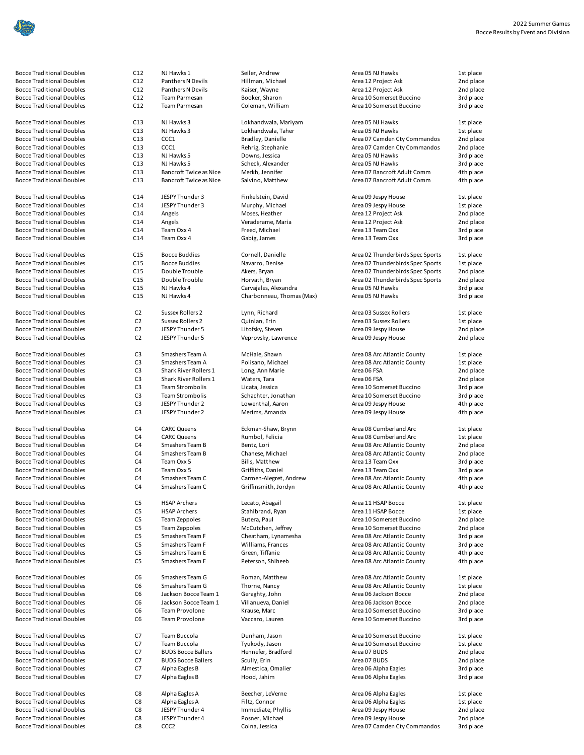| | | | | | |
|---|---|---|---|---|---|
| Bocce Traditional Doubles | C12 | NJ Hawks 1 | Seiler, Andrew | Area 05 NJ Hawks | 1st place |
| Bocce Traditional Doubles | C12 | Panthers N Devils | Hillman, Michael | Area 12 Project Ask | 2nd place |
| Bocce Traditional Doubles | C12 | Panthers N Devils | Kaiser, Wayne | Area 12 Project Ask | 2nd place |
| Bocce Traditional Doubles | C12 | Team Parmesan | Booker, Sharon | Area 10 Somerset Buccino | 3rd place |
| Bocce Traditional Doubles | C12 | Team Parmesan | Coleman, William | Area 10 Somerset Buccino | 3rd place |
| Bocce Traditional Doubles | C13 | NJ Hawks 3 | Lokhandwala, Mariyam | Area 05 NJ Hawks | 1st place |
| Bocce Traditional Doubles | C13 | NJ Hawks 3 | Lokhandwala, Taher | Area 05 NJ Hawks | 1st place |
| Bocce Traditional Doubles | C13 | CCC1 | Bradley, Danielle | Area 07 Camden Cty Commandos | 2nd place |
| Bocce Traditional Doubles | C13 | CCC1 | Rehrig, Stephanie | Area 07 Camden Cty Commandos | 2nd place |
| Bocce Traditional Doubles | C13 | NJ Hawks 5 | Downs, Jessica | Area 05 NJ Hawks | 3rd place |
| Bocce Traditional Doubles | C13 | NJ Hawks 5 | Scheck, Alexander | Area 05 NJ Hawks | 3rd place |
| Bocce Traditional Doubles | C13 | Bancroft Twice as Nice | Merkh, Jennifer | Area 07 Bancroft Adult Comm | 4th place |
| Bocce Traditional Doubles | C13 | Bancroft Twice as Nice | Salvino, Matthew | Area 07 Bancroft Adult Comm | 4th place |
| Bocce Traditional Doubles | C14 | JESPY Thunder 3 | Finkelstein, David | Area 09 Jespy House | 1st place |
| Bocce Traditional Doubles | C14 | JESPY Thunder 3 | Murphy, Michael | Area 09 Jespy House | 1st place |
| Bocce Traditional Doubles | C14 | Angels | Moses, Heather | Area 12 Project Ask | 2nd place |
| Bocce Traditional Doubles | C14 | Angels | Veraderame, Maria | Area 12 Project Ask | 2nd place |
| Bocce Traditional Doubles | C14 | Team Oxx 4 | Freed, Michael | Area 13 Team Oxx | 3rd place |
| Bocce Traditional Doubles | C14 | Team Oxx 4 | Gabig, James | Area 13 Team Oxx | 3rd place |
| Bocce Traditional Doubles | C15 | Bocce Buddies | Cornell, Danielle | Area 02 Thunderbirds Spec Sports | 1st place |
| Bocce Traditional Doubles | C15 | Bocce Buddies | Navarro, Denise | Area 02 Thunderbirds Spec Sports | 1st place |
| Bocce Traditional Doubles | C15 | Double Trouble | Akers, Bryan | Area 02 Thunderbirds Spec Sports | 2nd place |
| Bocce Traditional Doubles | C15 | Double Trouble | Horvath, Bryan | Area 02 Thunderbirds Spec Sports | 2nd place |
| Bocce Traditional Doubles | C15 | NJ Hawks 4 | Carvajales, Alexandra | Area 05 NJ Hawks | 3rd place |
| Bocce Traditional Doubles | C15 | NJ Hawks 4 | Charbonneau, Thomas (Max) | Area 05 NJ Hawks | 3rd place |
| Bocce Traditional Doubles | C2 | Sussex Rollers 2 | Lynn, Richard | Area 03 Sussex Rollers | 1st place |
| Bocce Traditional Doubles | C2 | Sussex Rollers 2 | Quinlan, Erin | Area 03 Sussex Rollers | 1st place |
| Bocce Traditional Doubles | C2 | JESPY Thunder 5 | Litofsky, Steven | Area 09 Jespy House | 2nd place |
| Bocce Traditional Doubles | C2 | JESPY Thunder 5 | Veprovsky, Lawrence | Area 09 Jespy House | 2nd place |
| Bocce Traditional Doubles | C3 | Smashers Team A | McHale, Shawn | Area 08 Arc Atlantic County | 1st place |
| Bocce Traditional Doubles | C3 | Smashers Team A | Polisano, Michael | Area 08 Arc Atlantic County | 1st place |
| Bocce Traditional Doubles | C3 | Shark River Rollers 1 | Long, Ann Marie | Area 06 FSA | 2nd place |
| Bocce Traditional Doubles | C3 | Shark River Rollers 1 | Waters, Tara | Area 06 FSA | 2nd place |
| Bocce Traditional Doubles | C3 | Team Strombolis | Licata, Jessica | Area 10 Somerset Buccino | 3rd place |
| Bocce Traditional Doubles | C3 | Team Strombolis | Schachter, Jonathan | Area 10 Somerset Buccino | 3rd place |
| Bocce Traditional Doubles | C3 | JESPY Thunder 2 | Lowenthal, Aaron | Area 09 Jespy House | 4th place |
| Bocce Traditional Doubles | C3 | JESPY Thunder 2 | Merims, Amanda | Area 09 Jespy House | 4th place |
| Bocce Traditional Doubles | C4 | CARC Queens | Eckman-Shaw, Brynn | Area 08 Cumberland Arc | 1st place |
| Bocce Traditional Doubles | C4 | CARC Queens | Rumbol, Felicia | Area 08 Cumberland Arc | 1st place |
| Bocce Traditional Doubles | C4 | Smashers Team B | Bentz, Lori | Area 08 Arc Atlantic County | 2nd place |
| Bocce Traditional Doubles | C4 | Smashers Team B | Chanese, Michael | Area 08 Arc Atlantic County | 2nd place |
| Bocce Traditional Doubles | C4 | Team Oxx 5 | Bills, Matthew | Area 13 Team Oxx | 3rd place |
| Bocce Traditional Doubles | C4 | Team Oxx 5 | Griffiths, Daniel | Area 13 Team Oxx | 3rd place |
| Bocce Traditional Doubles | C4 | Smashers Team C | Carmen-Alegret, Andrew | Area 08 Arc Atlantic County | 4th place |
| Bocce Traditional Doubles | C4 | Smashers Team C | Griffinsmith, Jordyn | Area 08 Arc Atlantic County | 4th place |
| Bocce Traditional Doubles | C5 | HSAP Archers | Lecato, Abagail | Area 11 HSAP Bocce | 1st place |
| Bocce Traditional Doubles | C5 | HSAP Archers | Stahlbrand, Ryan | Area 11 HSAP Bocce | 1st place |
| Bocce Traditional Doubles | C5 | Team Zeppoles | Butera, Paul | Area 10 Somerset Buccino | 2nd place |
| Bocce Traditional Doubles | C5 | Team Zeppoles | McCutchen, Jeffrey | Area 10 Somerset Buccino | 2nd place |
| Bocce Traditional Doubles | C5 | Smashers Team F | Cheatham, Lynamesha | Area 08 Arc Atlantic County | 3rd place |
| Bocce Traditional Doubles | C5 | Smashers Team F | Williams, Frances | Area 08 Arc Atlantic County | 3rd place |
| Bocce Traditional Doubles | C5 | Smashers Team E | Green, Tiffanie | Area 08 Arc Atlantic County | 4th place |
| Bocce Traditional Doubles | C5 | Smashers Team E | Peterson, Shiheeb | Area 08 Arc Atlantic County | 4th place |
| Bocce Traditional Doubles | C6 | Smashers Team G | Roman, Matthew | Area 08 Arc Atlantic County | 1st place |
| Bocce Traditional Doubles | C6 | Smashers Team G | Thorne, Nancy | Area 08 Arc Atlantic County | 1st place |
| Bocce Traditional Doubles | C6 | Jackson Bocce Team 1 | Geraghty, John | Area 06 Jackson Bocce | 2nd place |
| Bocce Traditional Doubles | C6 | Jackson Bocce Team 1 | Villanueva, Daniel | Area 06 Jackson Bocce | 2nd place |
| Bocce Traditional Doubles | C6 | Team Provolone | Krause, Marc | Area 10 Somerset Buccino | 3rd place |
| Bocce Traditional Doubles | C6 | Team Provolone | Vaccaro, Lauren | Area 10 Somerset Buccino | 3rd place |
| Bocce Traditional Doubles | C7 | Team Buccola | Dunham, Jason | Area 10 Somerset Buccino | 1st place |
| Bocce Traditional Doubles | C7 | Team Buccola | Tyukody, Jason | Area 10 Somerset Buccino | 1st place |
| Bocce Traditional Doubles | C7 | BUDS Bocce Ballers | Hennefer, Bradford | Area 07 BUDS | 2nd place |
| Bocce Traditional Doubles | C7 | BUDS Bocce Ballers | Scully, Erin | Area 07 BUDS | 2nd place |
| Bocce Traditional Doubles | C7 | Alpha Eagles B | Almestica, Omalier | Area 06 Alpha Eagles | 3rd place |
| Bocce Traditional Doubles | C7 | Alpha Eagles B | Hood, Jahim | Area 06 Alpha Eagles | 3rd place |
| Bocce Traditional Doubles | C8 | Alpha Eagles A | Beecher, LeVerne | Area 06 Alpha Eagles | 1st place |
| Bocce Traditional Doubles | C8 | Alpha Eagles A | Filtz, Connor | Area 06 Alpha Eagles | 1st place |
| Bocce Traditional Doubles | C8 | JESPY Thunder 4 | Immediate, Phyllis | Area 09 Jespy House | 2nd place |
| Bocce Traditional Doubles | C8 | JESPY Thunder 4 | Posner, Michael | Area 09 Jespy House | 2nd place |
| Bocce Traditional Doubles | C8 | CCC2 | Colna, Jessica | Area 07 Camden Cty Commandos | 3rd place |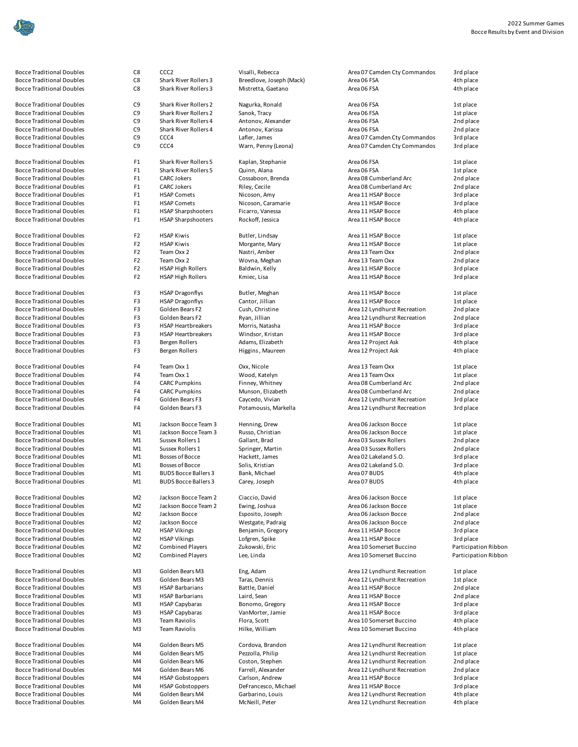| | | | | | |
|---|---|---|---|---|---|
| Bocce Traditional Doubles | C8 | CCC2 | Visalli, Rebecca | Area 07 Camden Cty Commandos | 3rd place |
| Bocce Traditional Doubles | C8 | Shark River Rollers 3 | Breedlove, Joseph (Mack) | Area 06 FSA | 4th place |
| Bocce Traditional Doubles | C8 | Shark River Rollers 3 | Mistretta, Gaetano | Area 06 FSA | 4th place |
| Bocce Traditional Doubles | C9 | Shark River Rollers 2 | Nagurka, Ronald | Area 06 FSA | 1st place |
| Bocce Traditional Doubles | C9 | Shark River Rollers 2 | Sanok, Tracy | Area 06 FSA | 1st place |
| Bocce Traditional Doubles | C9 | Shark River Rollers 4 | Antonov, Alexander | Area 06 FSA | 2nd place |
| Bocce Traditional Doubles | C9 | Shark River Rollers 4 | Antonov, Karissa | Area 06 FSA | 2nd place |
| Bocce Traditional Doubles | C9 | CCC4 | Lafler, James | Area 07 Camden Cty Commandos | 3rd place |
| Bocce Traditional Doubles | C9 | CCC4 | Warn, Penny (Leona) | Area 07 Camden Cty Commandos | 3rd place |
| Bocce Traditional Doubles | F1 | Shark River Rollers 5 | Kaplan, Stephanie | Area 06 FSA | 1st place |
| Bocce Traditional Doubles | F1 | Shark River Rollers 5 | Quinn, Alana | Area 06 FSA | 1st place |
| Bocce Traditional Doubles | F1 | CARC Jokers | Cossaboon, Brenda | Area 08 Cumberland Arc | 2nd place |
| Bocce Traditional Doubles | F1 | CARC Jokers | Riley, Cecile | Area 08 Cumberland Arc | 2nd place |
| Bocce Traditional Doubles | F1 | HSAP Comets | Nicoson, Amy | Area 11 HSAP Bocce | 3rd place |
| Bocce Traditional Doubles | F1 | HSAP Comets | Nicoson, Caramarie | Area 11 HSAP Bocce | 3rd place |
| Bocce Traditional Doubles | F1 | HSAP Sharpshooters | Ficarro, Vanessa | Area 11 HSAP Bocce | 4th place |
| Bocce Traditional Doubles | F1 | HSAP Sharpshooters | Rockoff, Jessica | Area 11 HSAP Bocce | 4th place |
| Bocce Traditional Doubles | F2 | HSAP Kiwis | Butler, Lindsay | Area 11 HSAP Bocce | 1st place |
| Bocce Traditional Doubles | F2 | HSAP Kiwis | Morgante, Mary | Area 11 HSAP Bocce | 1st place |
| Bocce Traditional Doubles | F2 | Team Oxx 2 | Nastri, Amber | Area 13 Team Oxx | 2nd place |
| Bocce Traditional Doubles | F2 | Team Oxx 2 | Wovna, Meghan | Area 13 Team Oxx | 2nd place |
| Bocce Traditional Doubles | F2 | HSAP High Rollers | Baldwin, Kelly | Area 11 HSAP Bocce | 3rd place |
| Bocce Traditional Doubles | F2 | HSAP High Rollers | Kmiec, Lisa | Area 11 HSAP Bocce | 3rd place |
| Bocce Traditional Doubles | F3 | HSAP Dragonflys | Butler, Meghan | Area 11 HSAP Bocce | 1st place |
| Bocce Traditional Doubles | F3 | HSAP Dragonflys | Cantor, Jillian | Area 11 HSAP Bocce | 1st place |
| Bocce Traditional Doubles | F3 | Golden Bears F2 | Cush, Christine | Area 12 Lyndhurst Recreation | 2nd place |
| Bocce Traditional Doubles | F3 | Golden Bears F2 | Ryan, Jillian | Area 12 Lyndhurst Recreation | 2nd place |
| Bocce Traditional Doubles | F3 | HSAP Heartbreakers | Morris, Natasha | Area 11 HSAP Bocce | 3rd place |
| Bocce Traditional Doubles | F3 | HSAP Heartbreakers | Windsor, Kristan | Area 11 HSAP Bocce | 3rd place |
| Bocce Traditional Doubles | F3 | Bergen Rollers | Adams, Elizabeth | Area 12 Project Ask | 4th place |
| Bocce Traditional Doubles | F3 | Bergen Rollers | Higgins, Maureen | Area 12 Project Ask | 4th place |
| Bocce Traditional Doubles | F4 | Team Oxx 1 | Oxx, Nicole | Area 13 Team Oxx | 1st place |
| Bocce Traditional Doubles | F4 | Team Oxx 1 | Wood, Katelyn | Area 13 Team Oxx | 1st place |
| Bocce Traditional Doubles | F4 | CARC Pumpkins | Finney, Whitney | Area 08 Cumberland Arc | 2nd place |
| Bocce Traditional Doubles | F4 | CARC Pumpkins | Munson, Elizabeth | Area 08 Cumberland Arc | 2nd place |
| Bocce Traditional Doubles | F4 | Golden Bears F3 | Caycedo, Vivian | Area 12 Lyndhurst Recreation | 3rd place |
| Bocce Traditional Doubles | F4 | Golden Bears F3 | Potamousis, Markella | Area 12 Lyndhurst Recreation | 3rd place |
| Bocce Traditional Doubles | M1 | Jackson Bocce Team 3 | Henning, Drew | Area 06 Jackson Bocce | 1st place |
| Bocce Traditional Doubles | M1 | Jackson Bocce Team 3 | Russo, Christian | Area 06 Jackson Bocce | 1st place |
| Bocce Traditional Doubles | M1 | Sussex Rollers 1 | Gallant, Brad | Area 03 Sussex Rollers | 2nd place |
| Bocce Traditional Doubles | M1 | Sussex Rollers 1 | Springer, Martin | Area 03 Sussex Rollers | 2nd place |
| Bocce Traditional Doubles | M1 | Bosses of Bocce | Hackett, James | Area 02 Lakeland S.O. | 3rd place |
| Bocce Traditional Doubles | M1 | Bosses of Bocce | Solis, Kristian | Area 02 Lakeland S.O. | 3rd place |
| Bocce Traditional Doubles | M1 | BUDS Bocce Ballers 3 | Bank, Michael | Area 07 BUDS | 4th place |
| Bocce Traditional Doubles | M1 | BUDS Bocce Ballers 3 | Carey, Joseph | Area 07 BUDS | 4th place |
| Bocce Traditional Doubles | M2 | Jackson Bocce Team 2 | Ciaccio, David | Area 06 Jackson Bocce | 1st place |
| Bocce Traditional Doubles | M2 | Jackson Bocce Team 2 | Ewing, Joshua | Area 06 Jackson Bocce | 1st place |
| Bocce Traditional Doubles | M2 | Jackson Bocce | Esposito, Joseph | Area 06 Jackson Bocce | 2nd place |
| Bocce Traditional Doubles | M2 | Jackson Bocce | Westgate, Padraig | Area 06 Jackson Bocce | 2nd place |
| Bocce Traditional Doubles | M2 | HSAP Vikings | Benjamin, Gregory | Area 11 HSAP Bocce | 3rd place |
| Bocce Traditional Doubles | M2 | HSAP Vikings | Lofgren, Spike | Area 11 HSAP Bocce | 3rd place |
| Bocce Traditional Doubles | M2 | Combined Players | Zukowski, Eric | Area 10 Somerset Buccino | Participation Ribbon |
| Bocce Traditional Doubles | M2 | Combined Players | Lee, Linda | Area 10 Somerset Buccino | Participation Ribbon |
| Bocce Traditional Doubles | M3 | Golden Bears M3 | Eng, Adam | Area 12 Lyndhurst Recreation | 1st place |
| Bocce Traditional Doubles | M3 | Golden Bears M3 | Taras, Dennis | Area 12 Lyndhurst Recreation | 1st place |
| Bocce Traditional Doubles | M3 | HSAP Barbarians | Battle, Daniel | Area 11 HSAP Bocce | 2nd place |
| Bocce Traditional Doubles | M3 | HSAP Barbarians | Laird, Sean | Area 11 HSAP Bocce | 2nd place |
| Bocce Traditional Doubles | M3 | HSAP Capybaras | Bonomo, Gregory | Area 11 HSAP Bocce | 3rd place |
| Bocce Traditional Doubles | M3 | HSAP Capybaras | VanMorter, Jamie | Area 11 HSAP Bocce | 3rd place |
| Bocce Traditional Doubles | M3 | Team Raviolis | Flora, Scott | Area 10 Somerset Buccino | 4th place |
| Bocce Traditional Doubles | M3 | Team Raviolis | Hilke, William | Area 10 Somerset Buccino | 4th place |
| Bocce Traditional Doubles | M4 | Golden Bears M5 | Cordova, Brandon | Area 12 Lyndhurst Recreation | 1st place |
| Bocce Traditional Doubles | M4 | Golden Bears M5 | Pezzolla, Philip | Area 12 Lyndhurst Recreation | 1st place |
| Bocce Traditional Doubles | M4 | Golden Bears M6 | Coston, Stephen | Area 12 Lyndhurst Recreation | 2nd place |
| Bocce Traditional Doubles | M4 | Golden Bears M6 | Farrell, Alexander | Area 12 Lyndhurst Recreation | 2nd place |
| Bocce Traditional Doubles | M4 | HSAP Gobstoppers | Carlson, Andrew | Area 11 HSAP Bocce | 3rd place |
| Bocce Traditional Doubles | M4 | HSAP Gobstoppers | DeFrancesco, Michael | Area 11 HSAP Bocce | 3rd place |
| Bocce Traditional Doubles | M4 | Golden Bears M4 | Garbarino, Louis | Area 12 Lyndhurst Recreation | 4th place |
| Bocce Traditional Doubles | M4 | Golden Bears M4 | McNeill, Peter | Area 12 Lyndhurst Recreation | 4th place |